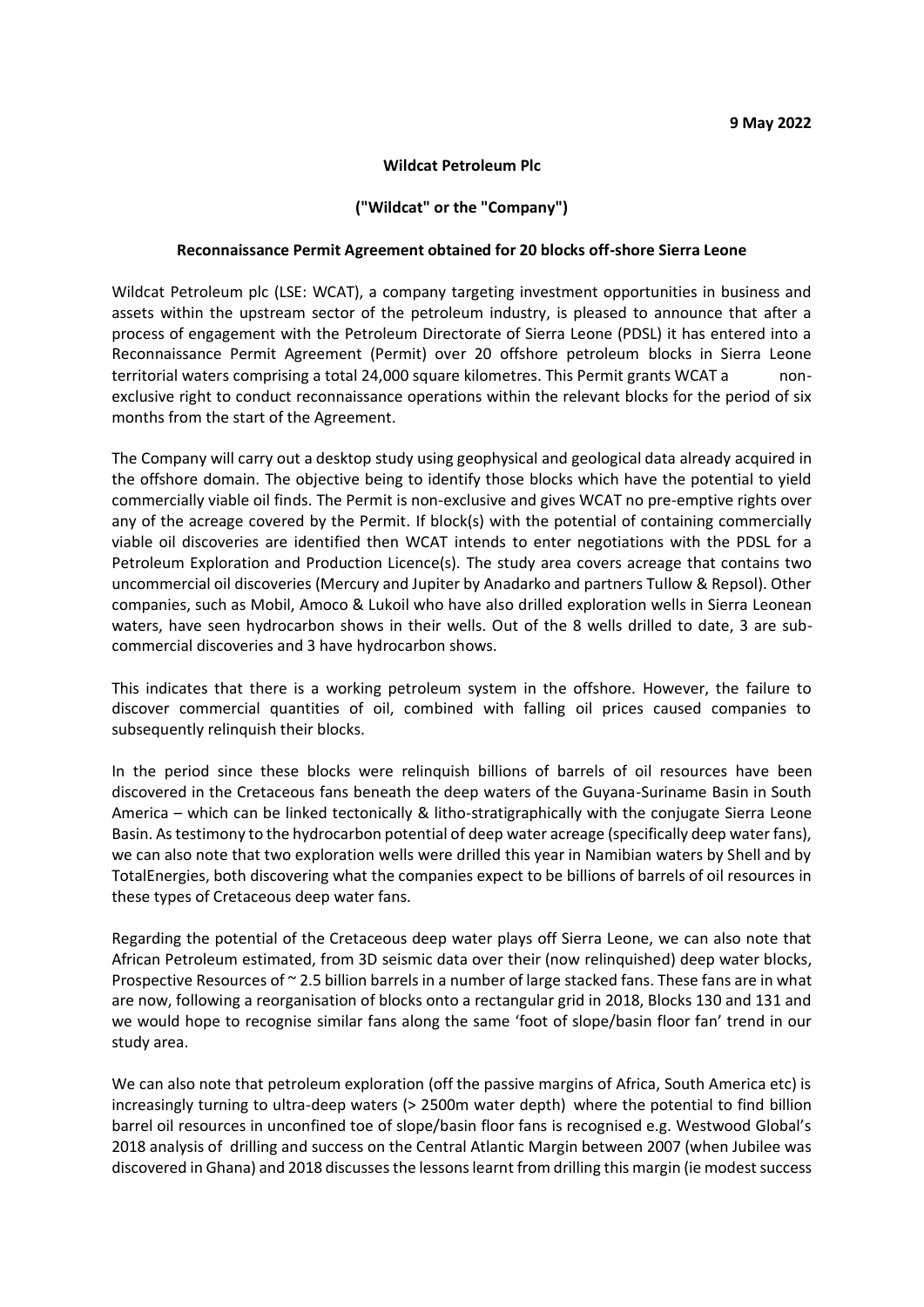**9 May 2022**

**Wildcat Petroleum Plc**

**("Wildcat" or the "Company")**

**Reconnaissance Permit Agreement obtained for 20 blocks off-shore Sierra Leone**

Wildcat Petroleum plc (LSE: WCAT), a company targeting investment opportunities in business and assets within the upstream sector of the petroleum industry, is pleased to announce that after a process of engagement with the Petroleum Directorate of Sierra Leone (PDSL) it has entered into a Reconnaissance Permit Agreement (Permit) over 20 offshore petroleum blocks in Sierra Leone territorial waters comprising a total 24,000 square kilometres. This Permit grants WCAT a non-exclusive right to conduct reconnaissance operations within the relevant blocks for the period of six months from the start of the Agreement.

The Company will carry out a desktop study using geophysical and geological data already acquired in the offshore domain. The objective being to identify those blocks which have the potential to yield commercially viable oil finds. The Permit is non-exclusive and gives WCAT no pre-emptive rights over any of the acreage covered by the Permit. If block(s) with the potential of containing commercially viable oil discoveries are identified then WCAT intends to enter negotiations with the PDSL for a Petroleum Exploration and Production Licence(s). The study area covers acreage that contains two uncommercial oil discoveries (Mercury and Jupiter by Anadarko and partners Tullow & Repsol). Other companies, such as Mobil, Amoco & Lukoil who have also drilled exploration wells in Sierra Leonean waters, have seen hydrocarbon shows in their wells. Out of the 8 wells drilled to date, 3 are sub-commercial discoveries and 3 have hydrocarbon shows.

This indicates that there is a working petroleum system in the offshore. However, the failure to discover commercial quantities of oil, combined with falling oil prices caused companies to subsequently relinquish their blocks.

In the period since these blocks were relinquish billions of barrels of oil resources have been discovered in the Cretaceous fans beneath the deep waters of the Guyana-Suriname Basin in South America – which can be linked tectonically & litho-stratigraphically with the conjugate Sierra Leone Basin. As testimony to the hydrocarbon potential of deep water acreage (specifically deep water fans), we can also note that two exploration wells were drilled this year in Namibian waters by Shell and by TotalEnergies, both discovering what the companies expect to be billions of barrels of oil resources in these types of Cretaceous deep water fans.

Regarding the potential of the Cretaceous deep water plays off Sierra Leone, we can also note that African Petroleum estimated, from 3D seismic data over their (now relinquished) deep water blocks, Prospective Resources of ~ 2.5 billion barrels in a number of large stacked fans. These fans are in what are now, following a reorganisation of blocks onto a rectangular grid in 2018, Blocks 130 and 131 and we would hope to recognise similar fans along the same 'foot of slope/basin floor fan' trend in our study area.

We can also note that petroleum exploration (off the passive margins of Africa, South America etc) is increasingly turning to ultra-deep waters (> 2500m water depth) where the potential to find billion barrel oil resources in unconfined toe of slope/basin floor fans is recognised e.g. Westwood Global's 2018 analysis of drilling and success on the Central Atlantic Margin between 2007 (when Jubilee was discovered in Ghana) and 2018 discusses the lessons learnt from drilling this margin (ie modest success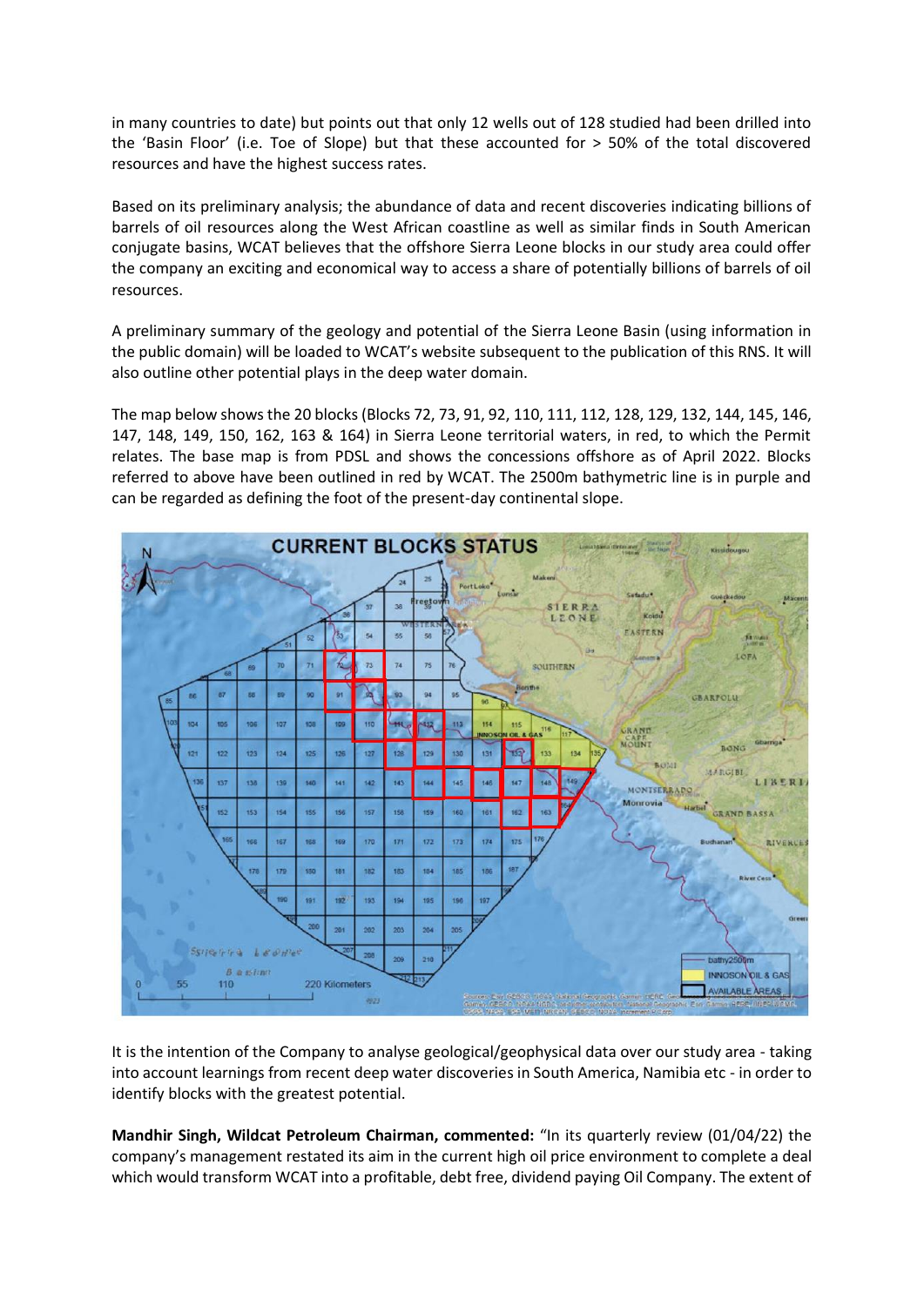in many countries to date) but points out that only 12 wells out of 128 studied had been drilled into the 'Basin Floor' (i.e. Toe of Slope) but that these accounted for > 50% of the total discovered resources and have the highest success rates.

Based on its preliminary analysis; the abundance of data and recent discoveries indicating billions of barrels of oil resources along the West African coastline as well as similar finds in South American conjugate basins, WCAT believes that the offshore Sierra Leone blocks in our study area could offer the company an exciting and economical way to access a share of potentially billions of barrels of oil resources.

A preliminary summary of the geology and potential of the Sierra Leone Basin (using information in the public domain) will be loaded to WCAT's website subsequent to the publication of this RNS. It will also outline other potential plays in the deep water domain.

The map below shows the 20 blocks (Blocks 72, 73, 91, 92, 110, 111, 112, 128, 129, 132, 144, 145, 146, 147, 148, 149, 150, 162, 163 & 164) in Sierra Leone territorial waters, in red, to which the Permit relates. The base map is from PDSL and shows the concessions offshore as of April 2022. Blocks referred to above have been outlined in red by WCAT. The 2500m bathymetric line is in purple and can be regarded as defining the foot of the present-day continental slope.

It is the intention of the Company to analyse geological/geophysical data over our study area - taking into account learnings from recent deep water discoveries in South America, Namibia etc - in order to identify blocks with the greatest potential.

**Mandhir Singh, Wildcat Petroleum Chairman, commented:** "In its quarterly review (01/04/22) the company's management restated its aim in the current high oil price environment to complete a deal which would transform WCAT into a profitable, debt free, dividend paying Oil Company. The extent of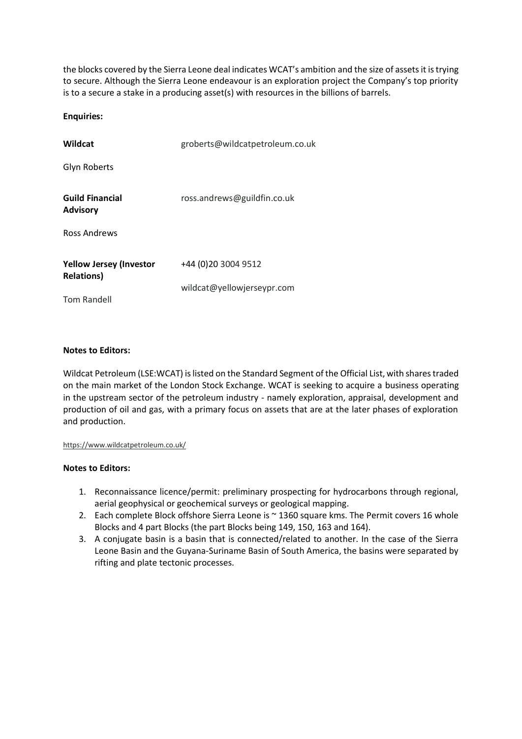the blocks covered by the Sierra Leone deal indicates WCAT's ambition and the size of assets it is trying to secure. Although the Sierra Leone endeavour is an exploration project the Company's top priority is to a secure a stake in a producing asset(s) with resources in the billions of barrels.

**Enquiries:**

| | |
|---|---|
| **Wildcat**<br><br>Glyn Roberts | groberts@wildcatpetroleum.co.uk |
| **Guild Financial Advisory**<br><br>Ross Andrews | ross.andrews@guildfin.co.uk |
| **Yellow Jersey (Investor Relations)**<br><br>Tom Randell | +44 (0)20 3004 9512<br><br>wildcat@yellowjerseypr.com |

**Notes to Editors:**

Wildcat Petroleum (LSE:WCAT) is listed on the Standard Segment of the Official List, with shares traded on the main market of the London Stock Exchange. WCAT is seeking to acquire a business operating in the upstream sector of the petroleum industry - namely exploration, appraisal, development and production of oil and gas, with a primary focus on assets that are at the later phases of exploration and production.

https://www.wildcatpetroleum.co.uk/

**Notes to Editors:**

1. Reconnaissance licence/permit: preliminary prospecting for hydrocarbons through regional, aerial geophysical or geochemical surveys or geological mapping.
2. Each complete Block offshore Sierra Leone is ~ 1360 square kms. The Permit covers 16 whole Blocks and 4 part Blocks (the part Blocks being 149, 150, 163 and 164).
3. A conjugate basin is a basin that is connected/related to another. In the case of the Sierra Leone Basin and the Guyana-Suriname Basin of South America, the basins were separated by rifting and plate tectonic processes.